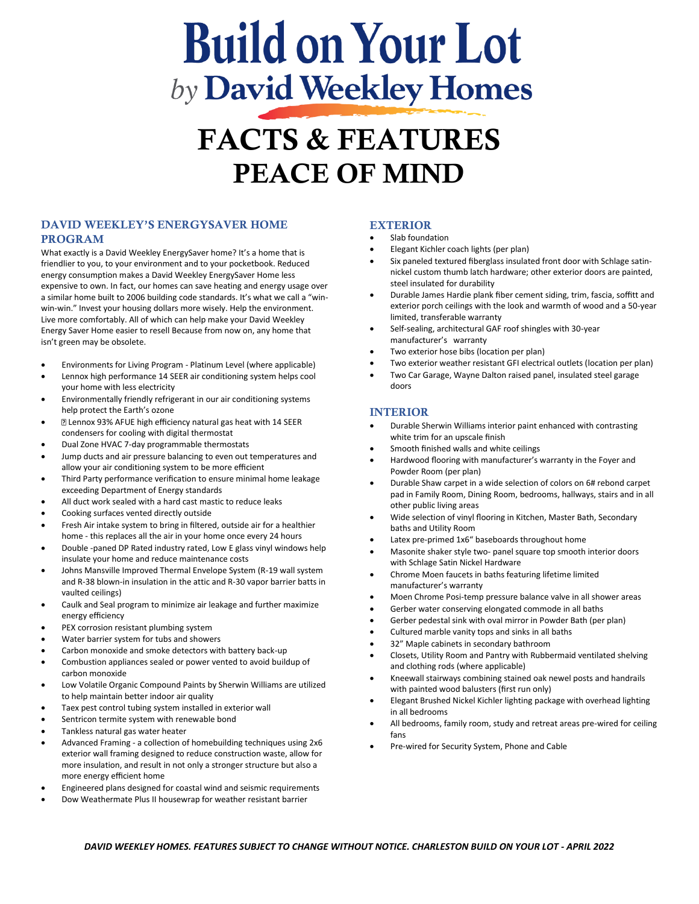# Build on Your Lot

## *by* David Weekley Homes

# FACTS & FEATURES

# PEACE OF MIND

### DAVID WEEKLEY'S ENERGYSAVER HOME PROGRAM

What exactly is a David Weekley EnergySaver home? It's a home that is friendlier to you, to your environment and to your pocketbook. Reduced energy consumption makes a David Weekley EnergySaver Home less expensive to own. In fact, our homes can save heating and energy usage over a similar home built to 2006 building code standards. It's what we call a "win-win-win." Invest your housing dollars more wisely. Help the environment. Live more comfortably. All of which can help make your David Weekley Energy Saver Home easier to resell Because from now on, any home that isn't green may be obsolete.

- Environments for Living Program - Platinum Level (where applicable)
- Lennox high performance 14 SEER air conditioning system helps cool your home with less electricity
- Environmentally friendly refrigerant in our air conditioning systems help protect the Earth's ozone
- Lennox 93% AFUE high efficiency natural gas heat with 14 SEER condensers for cooling with digital thermostat
- Dual Zone HVAC 7-day programmable thermostats
- Jump ducts and air pressure balancing to even out temperatures and allow your air conditioning system to be more efficient
- Third Party performance verification to ensure minimal home leakage exceeding Department of Energy standards
- All duct work sealed with a hard cast mastic to reduce leaks
- Cooking surfaces vented directly outside
- Fresh Air intake system to bring in filtered, outside air for a healthier home - this replaces all the air in your home once every 24 hours
- Double -paned DP Rated industry rated, Low E glass vinyl windows help insulate your home and reduce maintenance costs
- Johns Mansville Improved Thermal Envelope System (R-19 wall system and R-38 blown-in insulation in the attic and R-30 vapor barrier batts in vaulted ceilings)
- Caulk and Seal program to minimize air leakage and further maximize energy efficiency
- PEX corrosion resistant plumbing system
- Water barrier system for tubs and showers
- Carbon monoxide and smoke detectors with battery back-up
- Combustion appliances sealed or power vented to avoid buildup of carbon monoxide
- Low Volatile Organic Compound Paints by Sherwin Williams are utilized to help maintain better indoor air quality
- Taex pest control tubing system installed in exterior wall
- Sentricon termite system with renewable bond
- Tankless natural gas water heater
- Advanced Framing - a collection of homebuilding techniques using 2x6 exterior wall framing designed to reduce construction waste, allow for more insulation, and result in not only a stronger structure but also a more energy efficient home
- Engineered plans designed for coastal wind and seismic requirements
- Dow Weathermate Plus II housewrap for weather resistant barrier

### EXTERIOR

- Slab foundation
- Elegant Kichler coach lights (per plan)
- Six paneled textured fiberglass insulated front door with Schlage satin-nickel custom thumb latch hardware; other exterior doors are painted, steel insulated for durability
- Durable James Hardie plank fiber cement siding, trim, fascia, soffitt and exterior porch ceilings with the look and warmth of wood and a 50-year limited, transferable warranty
- Self-sealing, architectural GAF roof shingles with 30-year manufacturer's warranty
- Two exterior hose bibs (location per plan)
- Two exterior weather resistant GFI electrical outlets (location per plan)
- Two Car Garage, Wayne Dalton raised panel, insulated steel garage doors

### INTERIOR

- Durable Sherwin Williams interior paint enhanced with contrasting white trim for an upscale finish
- Smooth finished walls and white ceilings
- Hardwood flooring with manufacturer's warranty in the Foyer and Powder Room (per plan)
- Durable Shaw carpet in a wide selection of colors on 6# rebond carpet pad in Family Room, Dining Room, bedrooms, hallways, stairs and in all other public living areas
- Wide selection of vinyl flooring in Kitchen, Master Bath, Secondary baths and Utility Room
- Latex pre-primed 1x6" baseboards throughout home
- Masonite shaker style two- panel square top smooth interior doors with Schlage Satin Nickel Hardware
- Chrome Moen faucets in baths featuring lifetime limited manufacturer's warranty
- Moen Chrome Posi-temp pressure balance valve in all shower areas
- Gerber water conserving elongated commode in all baths
- Gerber pedestal sink with oval mirror in Powder Bath (per plan)
- Cultured marble vanity tops and sinks in all baths
- 32" Maple cabinets in secondary bathroom
- Closets, Utility Room and Pantry with Rubbermaid ventilated shelving and clothing rods (where applicable)
- Kneewall stairways combining stained oak newel posts and handrails with painted wood balusters (first run only)
- Elegant Brushed Nickel Kichler lighting package with overhead lighting in all bedrooms
- All bedrooms, family room, study and retreat areas pre-wired for ceiling fans
- Pre-wired for Security System, Phone and Cable

*DAVID WEEKLEY HOMES. FEATURES SUBJECT TO CHANGE WITHOUT NOTICE. CHARLESTON BUILD ON YOUR LOT - APRIL 2022*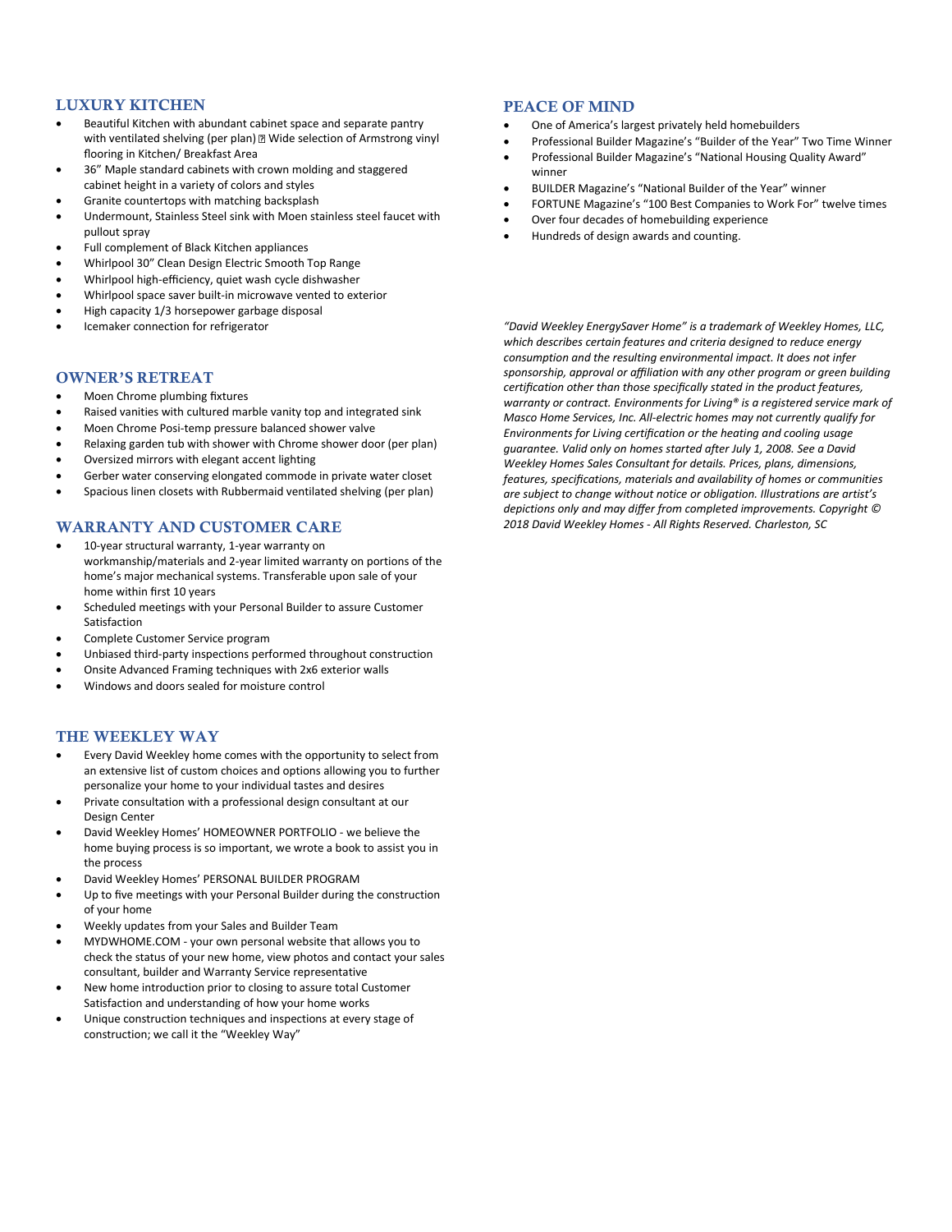## LUXURY KITCHEN

- Beautiful Kitchen with abundant cabinet space and separate pantry with ventilated shelving (per plan)  Wide selection of Armstrong vinyl flooring in Kitchen/ Breakfast Area
- 36" Maple standard cabinets with crown molding and staggered cabinet height in a variety of colors and styles
- Granite countertops with matching backsplash
- Undermount, Stainless Steel sink with Moen stainless steel faucet with pullout spray
- Full complement of Black Kitchen appliances
- Whirlpool 30" Clean Design Electric Smooth Top Range
- Whirlpool high-efficiency, quiet wash cycle dishwasher
- Whirlpool space saver built-in microwave vented to exterior
- High capacity 1/3 horsepower garbage disposal
- Icemaker connection for refrigerator

## OWNER'S RETREAT

- Moen Chrome plumbing fixtures
- Raised vanities with cultured marble vanity top and integrated sink
- Moen Chrome Posi-temp pressure balanced shower valve
- Relaxing garden tub with shower with Chrome shower door (per plan)
- Oversized mirrors with elegant accent lighting
- Gerber water conserving elongated commode in private water closet
- Spacious linen closets with Rubbermaid ventilated shelving (per plan)

## WARRANTY AND CUSTOMER CARE

- 10-year structural warranty, 1-year warranty on workmanship/materials and 2-year limited warranty on portions of the home's major mechanical systems. Transferable upon sale of your home within first 10 years
- Scheduled meetings with your Personal Builder to assure Customer Satisfaction
- Complete Customer Service program
- Unbiased third-party inspections performed throughout construction
- Onsite Advanced Framing techniques with 2x6 exterior walls
- Windows and doors sealed for moisture control

## THE WEEKLEY WAY

- Every David Weekley home comes with the opportunity to select from an extensive list of custom choices and options allowing you to further personalize your home to your individual tastes and desires
- Private consultation with a professional design consultant at our Design Center
- David Weekley Homes' HOMEOWNER PORTFOLIO - we believe the home buying process is so important, we wrote a book to assist you in the process
- David Weekley Homes' PERSONAL BUILDER PROGRAM
- Up to five meetings with your Personal Builder during the construction of your home
- Weekly updates from your Sales and Builder Team
- MYDWHOME.COM - your own personal website that allows you to check the status of your new home, view photos and contact your sales consultant, builder and Warranty Service representative
- New home introduction prior to closing to assure total Customer Satisfaction and understanding of how your home works
- Unique construction techniques and inspections at every stage of construction; we call it the "Weekley Way"

## PEACE OF MIND

- One of America's largest privately held homebuilders
- Professional Builder Magazine's "Builder of the Year" Two Time Winner
- Professional Builder Magazine's "National Housing Quality Award" winner
- BUILDER Magazine's "National Builder of the Year" winner
- FORTUNE Magazine's "100 Best Companies to Work For" twelve times
- Over four decades of homebuilding experience
- Hundreds of design awards and counting.

*"David Weekley EnergySaver Home" is a trademark of Weekley Homes, LLC, which describes certain features and criteria designed to reduce energy consumption and the resulting environmental impact. It does not infer sponsorship, approval or affiliation with any other program or green building certification other than those specifically stated in the product features, warranty or contract. Environments for Living® is a registered service mark of Masco Home Services, Inc. All-electric homes may not currently qualify for Environments for Living certification or the heating and cooling usage guarantee. Valid only on homes started after July 1, 2008. See a David Weekley Homes Sales Consultant for details. Prices, plans, dimensions, features, specifications, materials and availability of homes or communities are subject to change without notice or obligation. Illustrations are artist's depictions only and may differ from completed improvements. Copyright © 2018 David Weekley Homes - All Rights Reserved. Charleston, SC*